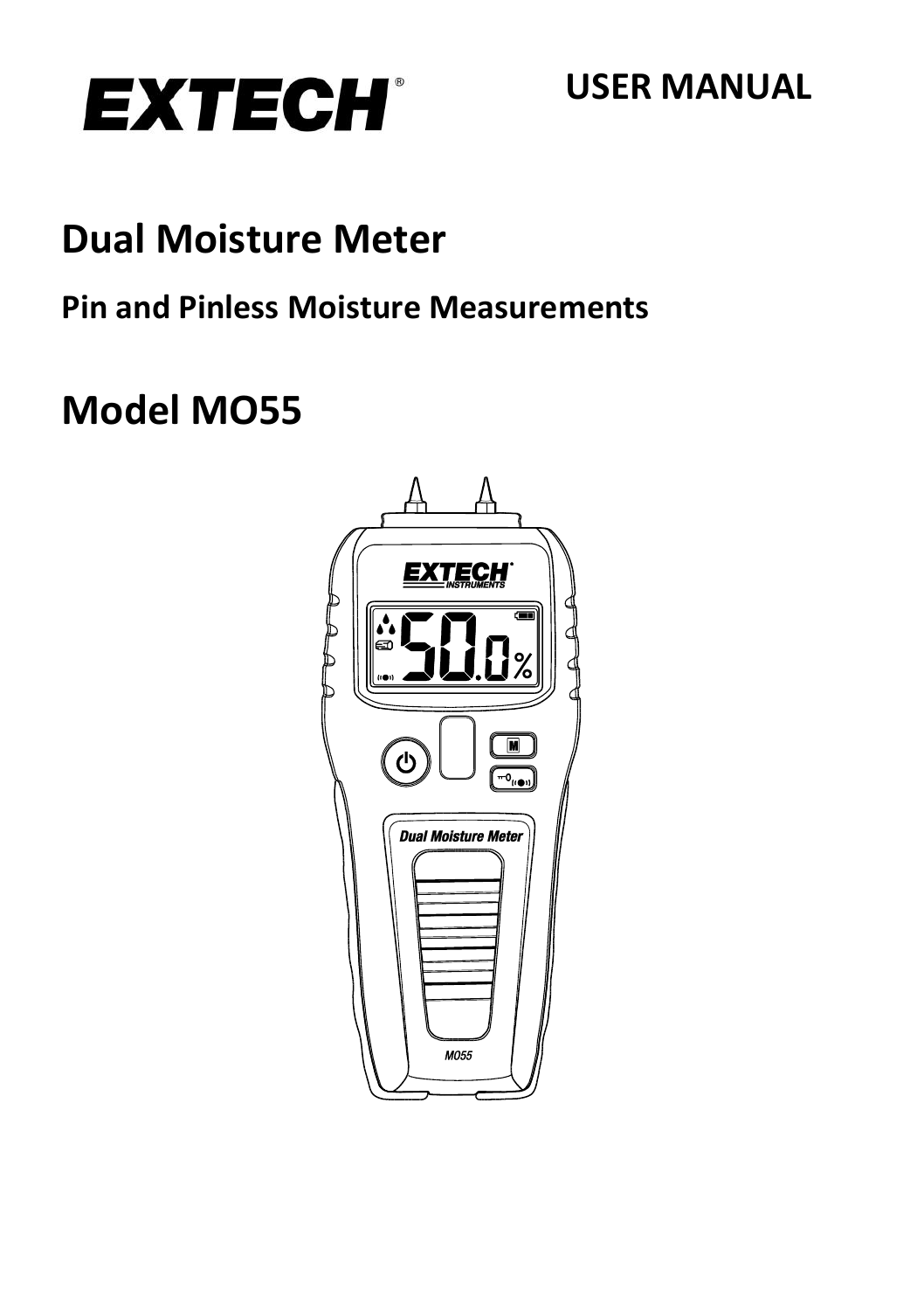# EXTECH®

USER MANUAL

# Dual Moisture Meter

## Pin and Pinless Moisture Measurements

# Model MO55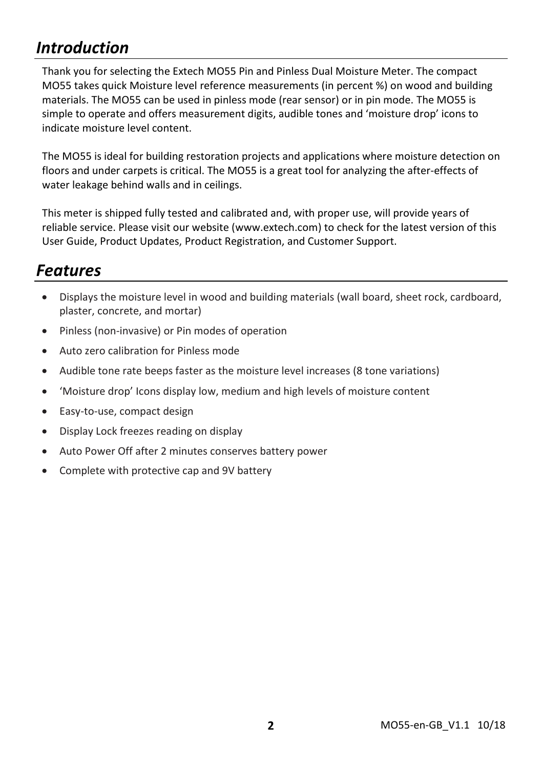## *Introduction*

Thank you for selecting the Extech MO55 Pin and Pinless Dual Moisture Meter. The compact MO55 takes quick Moisture level reference measurements (in percent %) on wood and building materials. The MO55 can be used in pinless mode (rear sensor) or in pin mode. The MO55 is simple to operate and offers measurement digits, audible tones and 'moisture drop' icons to indicate moisture level content.

The MO55 is ideal for building restoration projects and applications where moisture detection on floors and under carpets is critical. The MO55 is a great tool for analyzing the after-effects of water leakage behind walls and in ceilings.

This meter is shipped fully tested and calibrated and, with proper use, will provide years of reliable service. Please visit our website (www.extech.com) to check for the latest version of this User Guide, Product Updates, Product Registration, and Customer Support.

## *Features*

- Displays the moisture level in wood and building materials (wall board, sheet rock, cardboard, plaster, concrete, and mortar)
- Pinless (non-invasive) or Pin modes of operation
- Auto zero calibration for Pinless mode
- Audible tone rate beeps faster as the moisture level increases (8 tone variations)
- 'Moisture drop' Icons display low, medium and high levels of moisture content
- Easy-to-use, compact design
- Display Lock freezes reading on display
- Auto Power Off after 2 minutes conserves battery power
- Complete with protective cap and 9V battery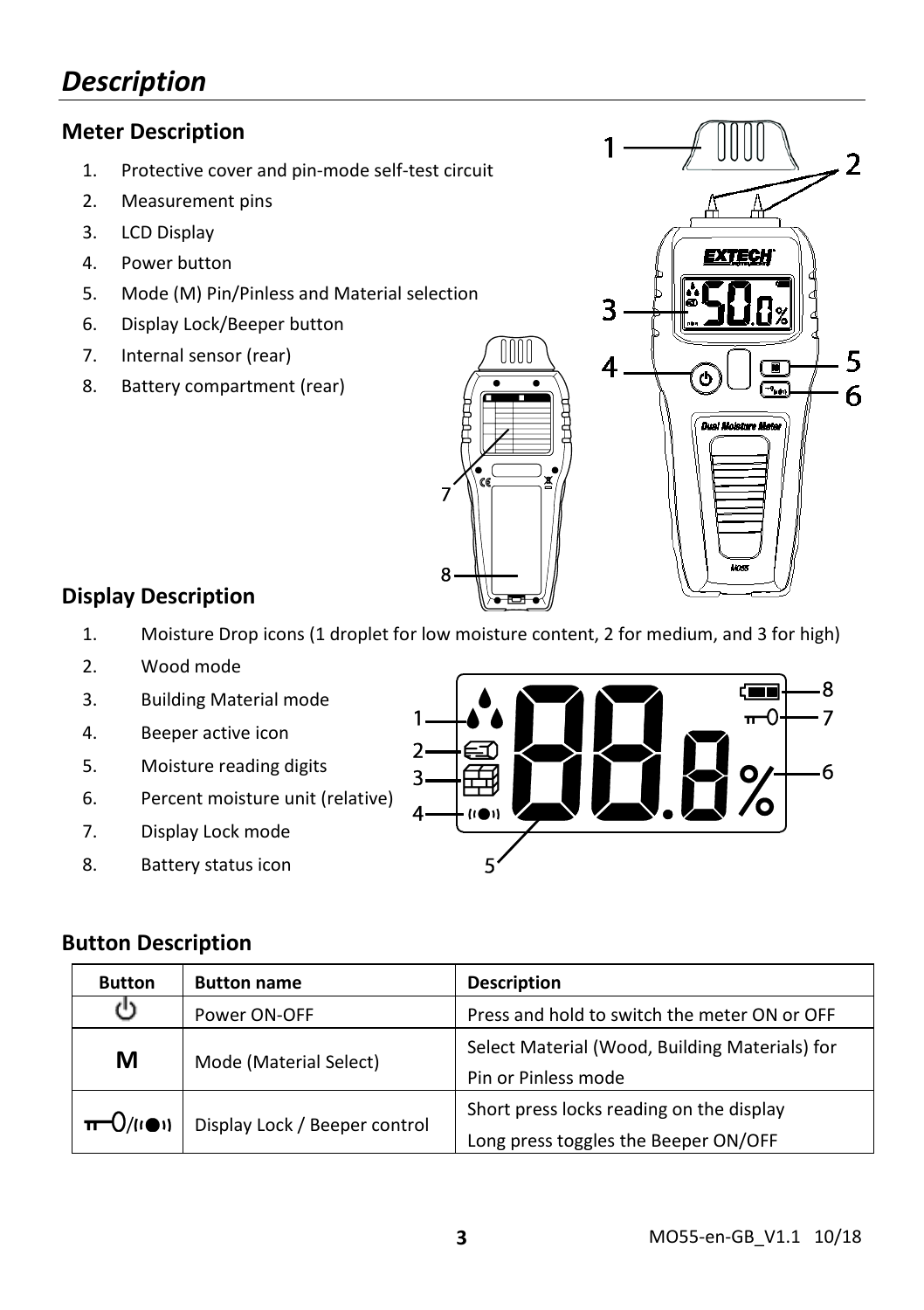# *Description*

## Meter Description

1. Protective cover and pin-mode self-test circuit
2. Measurement pins
3. LCD Display
4. Power button
5. Mode (M) Pin/Pinless and Material selection
6. Display Lock/Beeper button
7. Internal sensor (rear)
8. Battery compartment (rear)

## Display Description

1. Moisture Drop icons (1 droplet for low moisture content, 2 for medium, and 3 for high)
2. Wood mode
3. Building Material mode
4. Beeper active icon
5. Moisture reading digits
6. Percent moisture unit (relative)
7. Display Lock mode
8. Battery status icon

## Button Description

| Button | Button name | Description |
| --- | --- | --- |
| ⏻ | Power ON-OFF | Press and hold to switch the meter ON or OFF |
| M | Mode (Material Select) | Select Material (Wood, Building Materials) for Pin or Pinless mode |
| Lock/Beeper | Display Lock / Beeper control | Short press locks reading on the display<br>Long press toggles the Beeper ON/OFF |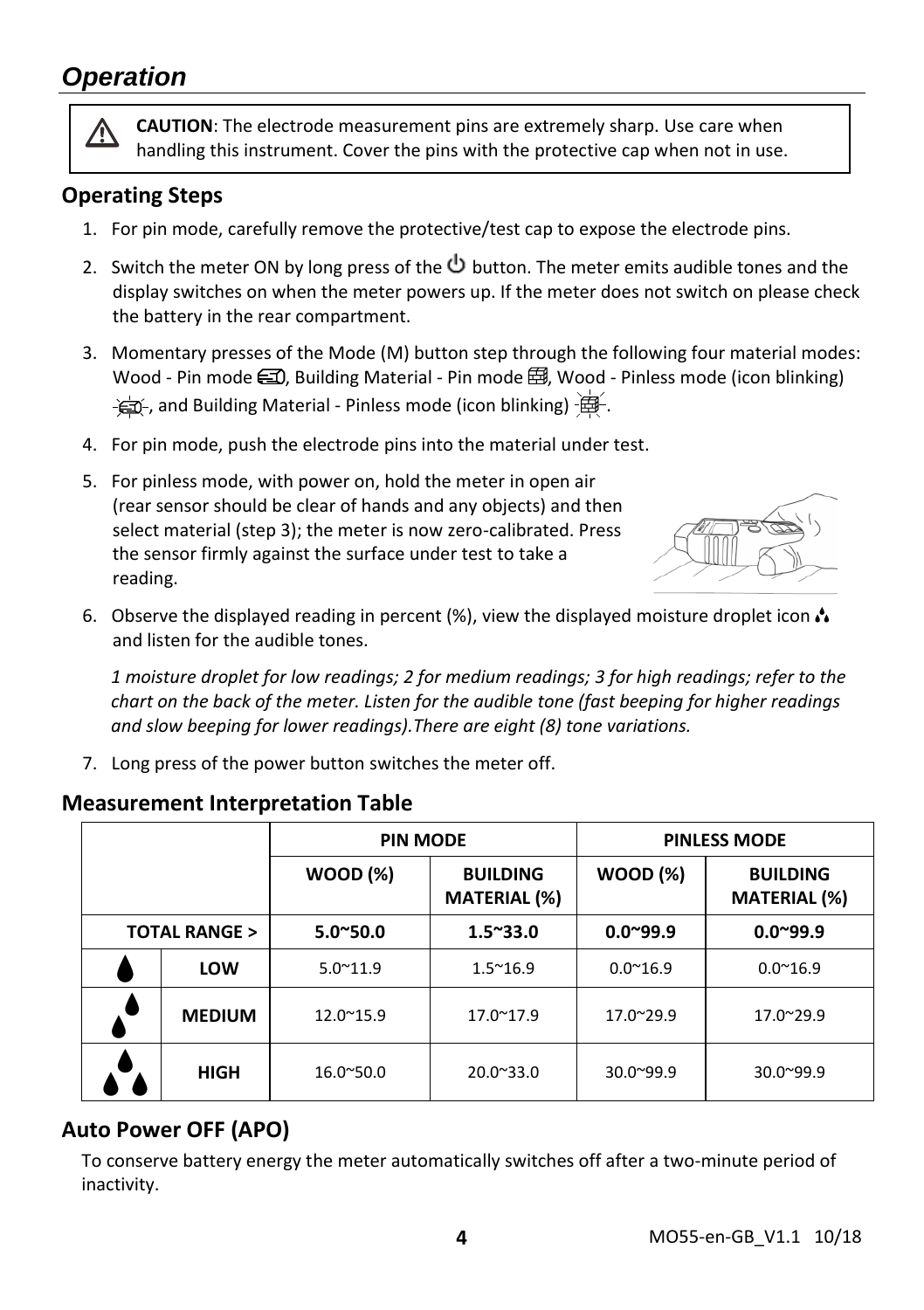# *Operation*

> ⚠ **CAUTION**: The electrode measurement pins are extremely sharp. Use care when handling this instrument. Cover the pins with the protective cap when not in use.

## Operating Steps

1. For pin mode, carefully remove the protective/test cap to expose the electrode pins.
2. Switch the meter ON by long press of the ⏻ button. The meter emits audible tones and the display switches on when the meter powers up. If the meter does not switch on please check the battery in the rear compartment.
3. Momentary presses of the Mode (M) button step through the following four material modes: Wood - Pin mode, Building Material - Pin mode, Wood - Pinless mode (icon blinking), and Building Material - Pinless mode (icon blinking).
4. For pin mode, push the electrode pins into the material under test.
5. For pinless mode, with power on, hold the meter in open air (rear sensor should be clear of hands and any objects) and then select material (step 3); the meter is now zero-calibrated. Press the sensor firmly against the surface under test to take a reading.
6. Observe the displayed reading in percent (%), view the displayed moisture droplet icon and listen for the audible tones.

   *1 moisture droplet for low readings; 2 for medium readings; 3 for high readings; refer to the chart on the back of the meter. Listen for the audible tone (fast beeping for higher readings and slow beeping for lower readings).There are eight (8) tone variations.*

7. Long press of the power button switches the meter off.

## Measurement Interpretation Table

| | | PIN MODE | | PINLESS MODE | |
|---|---|---|---|---|---|
| | | **WOOD (%)** | **BUILDING MATERIAL (%)** | **WOOD (%)** | **BUILDING MATERIAL (%)** |
| **TOTAL RANGE >** | | **5.0~50.0** | **1.5~33.0** | **0.0~99.9** | **0.0~99.9** |
| 💧 | **LOW** | 5.0~11.9 | 1.5~16.9 | 0.0~16.9 | 0.0~16.9 |
| 💧💧 | **MEDIUM** | 12.0~15.9 | 17.0~17.9 | 17.0~29.9 | 17.0~29.9 |
| 💧💧💧 | **HIGH** | 16.0~50.0 | 20.0~33.0 | 30.0~99.9 | 30.0~99.9 |

## Auto Power OFF (APO)

To conserve battery energy the meter automatically switches off after a two-minute period of inactivity.

MO55-en-GB_V1.1 10/18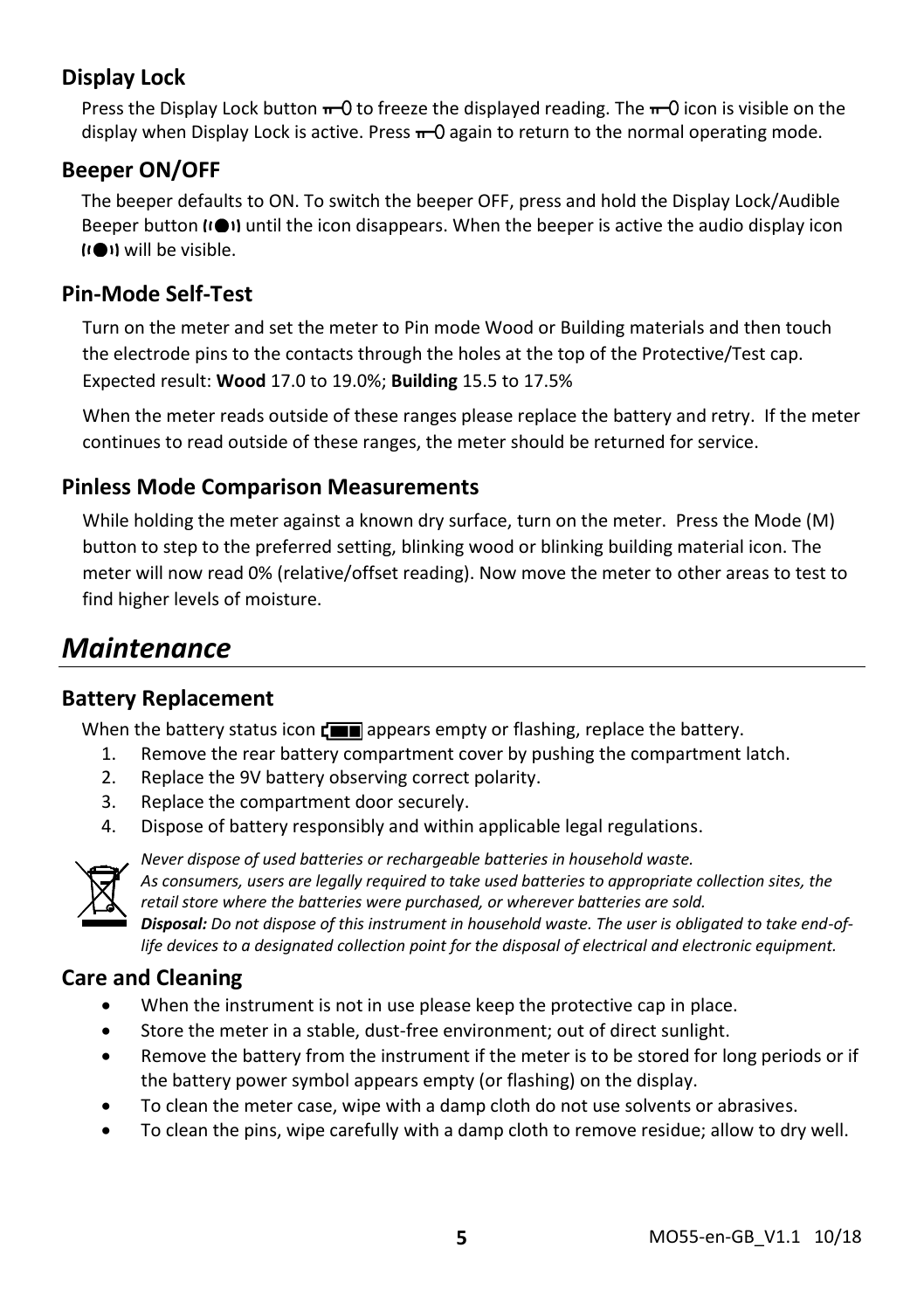### Display Lock

Press the Display Lock button ╥O to freeze the displayed reading. The ╥O icon is visible on the display when Display Lock is active. Press ╥O again to return to the normal operating mode.

### Beeper ON/OFF

The beeper defaults to ON. To switch the beeper OFF, press and hold the Display Lock/Audible Beeper button (•) until the icon disappears. When the beeper is active the audio display icon (•) will be visible.

### Pin-Mode Self-Test

Turn on the meter and set the meter to Pin mode Wood or Building materials and then touch the electrode pins to the contacts through the holes at the top of the Protective/Test cap. Expected result: **Wood** 17.0 to 19.0%; **Building** 15.5 to 17.5%

When the meter reads outside of these ranges please replace the battery and retry. If the meter continues to read outside of these ranges, the meter should be returned for service.

### Pinless Mode Comparison Measurements

While holding the meter against a known dry surface, turn on the meter. Press the Mode (M) button to step to the preferred setting, blinking wood or blinking building material icon. The meter will now read 0% (relative/offset reading). Now move the meter to other areas to test to find higher levels of moisture.

## *Maintenance*

### Battery Replacement

When the battery status icon appears empty or flashing, replace the battery.

1. Remove the rear battery compartment cover by pushing the compartment latch.
2. Replace the 9V battery observing correct polarity.
3. Replace the compartment door securely.
4. Dispose of battery responsibly and within applicable legal regulations.

*Never dispose of used batteries or rechargeable batteries in household waste.*
*As consumers, users are legally required to take used batteries to appropriate collection sites, the retail store where the batteries were purchased, or wherever batteries are sold.*
***Disposal:** Do not dispose of this instrument in household waste. The user is obligated to take end-of-life devices to a designated collection point for the disposal of electrical and electronic equipment.*

### Care and Cleaning

- When the instrument is not in use please keep the protective cap in place.
- Store the meter in a stable, dust-free environment; out of direct sunlight.
- Remove the battery from the instrument if the meter is to be stored for long periods or if the battery power symbol appears empty (or flashing) on the display.
- To clean the meter case, wipe with a damp cloth do not use solvents or abrasives.
- To clean the pins, wipe carefully with a damp cloth to remove residue; allow to dry well.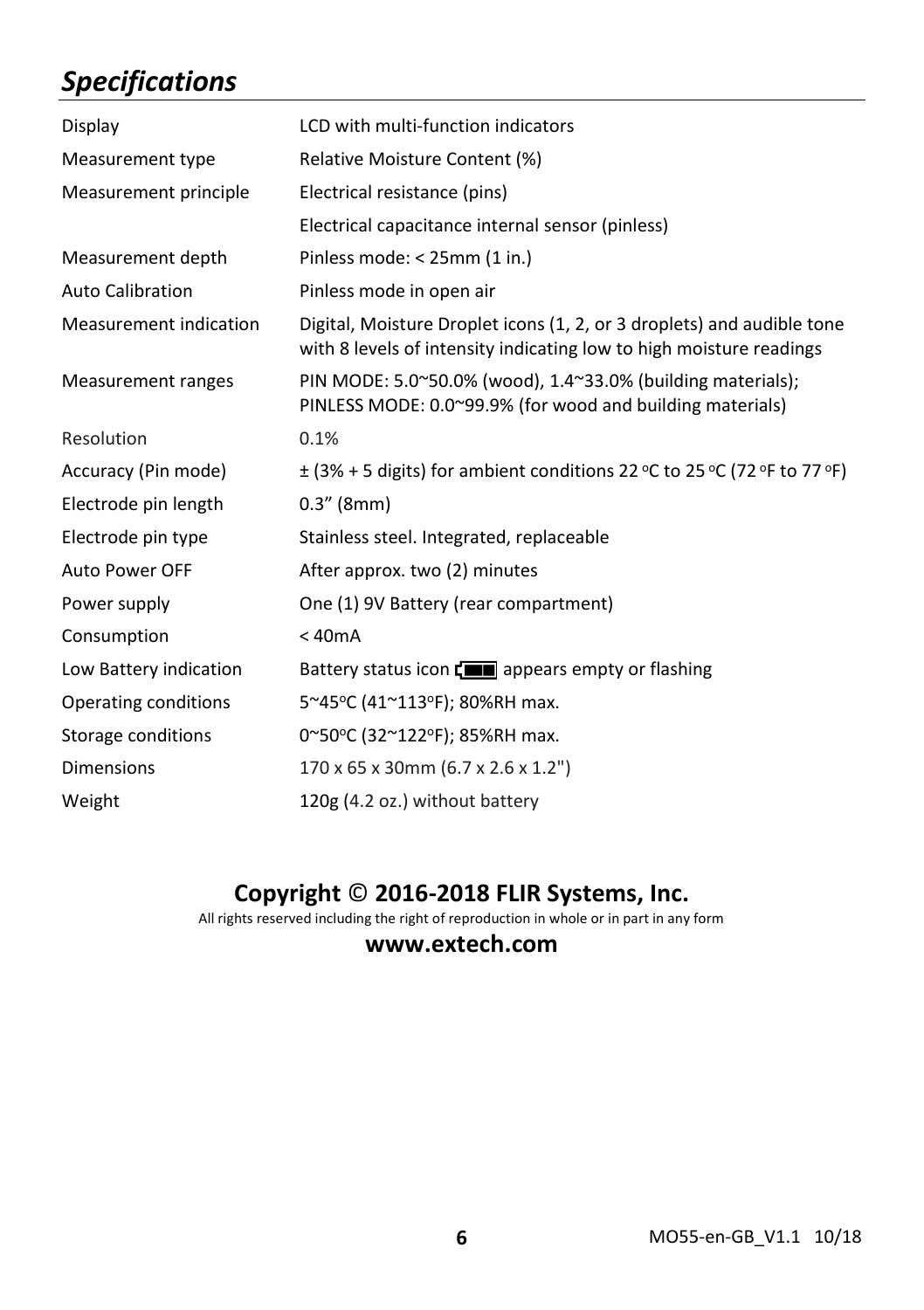# *Specifications*

| | |
|---|---|
| Display | LCD with multi-function indicators |
| Measurement type | Relative Moisture Content (%) |
| Measurement principle | Electrical resistance (pins) |
| | Electrical capacitance internal sensor (pinless) |
| Measurement depth | Pinless mode: < 25mm (1 in.) |
| Auto Calibration | Pinless mode in open air |
| Measurement indication | Digital, Moisture Droplet icons (1, 2, or 3 droplets) and audible tone with 8 levels of intensity indicating low to high moisture readings |
| Measurement ranges | PIN MODE: 5.0~50.0% (wood), 1.4~33.0% (building materials); PINLESS MODE: 0.0~99.9% (for wood and building materials) |
| Resolution | 0.1% |
| Accuracy (Pin mode) | ± (3% + 5 digits) for ambient conditions 22 °C to 25 °C (72 °F to 77 °F) |
| Electrode pin length | 0.3" (8mm) |
| Electrode pin type | Stainless steel. Integrated, replaceable |
| Auto Power OFF | After approx. two (2) minutes |
| Power supply | One (1) 9V Battery (rear compartment) |
| Consumption | < 40mA |
| Low Battery indication | Battery status icon appears empty or flashing |
| Operating conditions | 5~45°C (41~113°F); 80%RH max. |
| Storage conditions | 0~50°C (32~122°F); 85%RH max. |
| Dimensions | 170 x 65 x 30mm (6.7 x 2.6 x 1.2") |
| Weight | 120g (4.2 oz.) without battery |

**Copyright © 2016-2018 FLIR Systems, Inc.**

All rights reserved including the right of reproduction in whole or in part in any form

**www.extech.com**

MO55-en-GB_V1.1 10/18